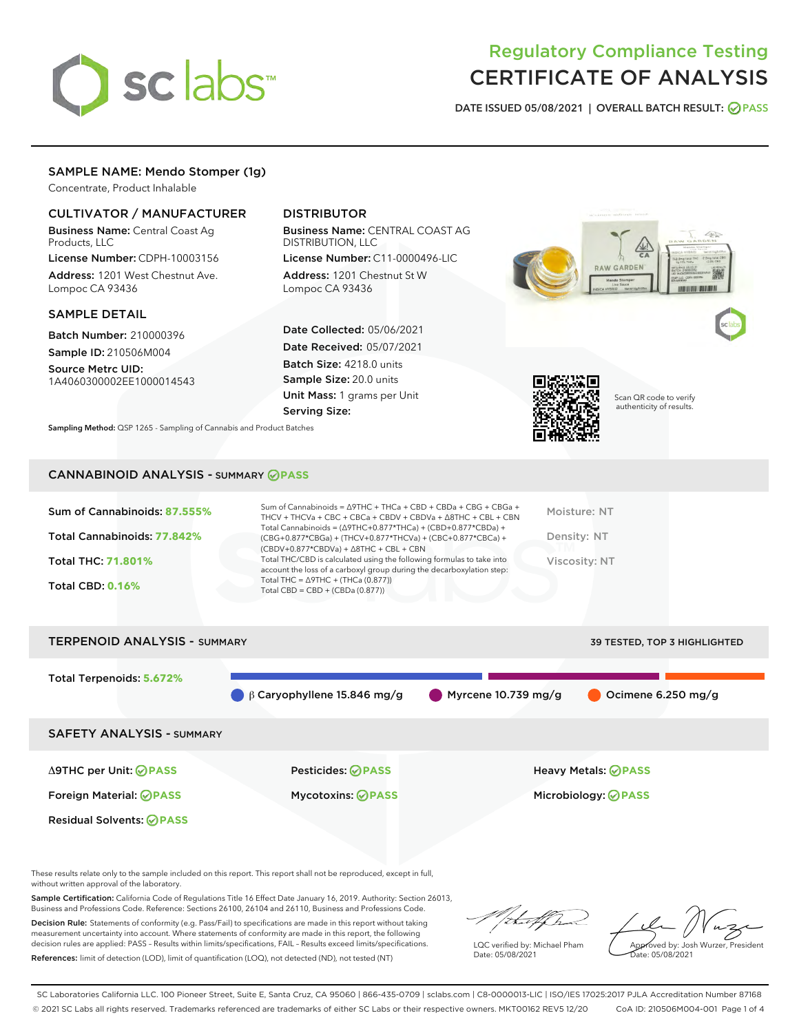# Regulatory Compliance Testing CERTIFICATE OF ANALYSIS

DATE ISSUED 05/08/2021 | OVERALL BATCH RESULT: PASS

## SAMPLE NAME: Mendo Stomper (1g)

Concentrate, Product Inhalable

### CULTIVATOR / MANUFACTURER

**Business Name:** Central Coast Ag Products, LLC
**License Number:** CDPH-10003156
**Address:** 1201 West Chestnut Ave. Lompoc CA 93436

### DISTRIBUTOR

**Business Name:** CENTRAL COAST AG DISTRIBUTION, LLC
**License Number:** C11-0000496-LIC
**Address:** 1201 Chestnut St W Lompoc CA 93436

### SAMPLE DETAIL

**Batch Number:** 210000396
**Sample ID:** 210506M004
**Source Metrc UID:** 1A4060300002EE1000014543

**Date Collected:** 05/06/2021
**Date Received:** 05/07/2021
**Batch Size:** 4218.0 units
**Sample Size:** 20.0 units
**Unit Mass:** 1 grams per Unit
**Serving Size:**

Scan QR code to verify authenticity of results.

**Sampling Method:** QSP 1265 - Sampling of Cannabis and Product Batches

## CANNABINOID ANALYSIS - SUMMARY PASS

**Sum of Cannabinoids: 87.555%**
**Total Cannabinoids: 77.842%**
**Total THC: 71.801%**
**Total CBD: 0.16%**

Sum of Cannabinoids = Δ9THC + THCa + CBD + CBDa + CBG + CBGa + THCV + THCVa + CBC + CBCa + CBDV + CBDVa + Δ8THC + CBL + CBN
Total Cannabinoids = (Δ9THC+0.877*THCa) + (CBD+0.877*CBDa) + (CBG+0.877*CBGa) + (THCV+0.877*THCVa) + (CBC+0.877*CBCa) + (CBDV+0.877*CBDVa) + Δ8THC + CBL + CBN
Total THC/CBD is calculated using the following formulas to take into account the loss of a carboxyl group during the decarboxylation step:
Total THC = Δ9THC + (THCa (0.877))
Total CBD = CBD + (CBDa (0.877))

Moisture: NT
Density: NT
Viscosity: NT

## TERPENOID ANALYSIS - SUMMARY

39 TESTED, TOP 3 HIGHLIGHTED

**Total Terpenoids: 5.672%**

- β Caryophyllene 15.846 mg/g
- Myrcene 10.739 mg/g
- Ocimene 6.250 mg/g

## SAFETY ANALYSIS - SUMMARY

| | | |
|---|---|---|
| Δ9THC per Unit: PASS | Pesticides: PASS | Heavy Metals: PASS |
| Foreign Material: PASS | Mycotoxins: PASS | Microbiology: PASS |
| Residual Solvents: PASS | | |

These results relate only to the sample included on this report. This report shall not be reproduced, except in full, without written approval of the laboratory.

**Sample Certification:** California Code of Regulations Title 16 Effect Date January 16, 2019. Authority: Section 26013, Business and Professions Code. Reference: Sections 26100, 26104 and 26110, Business and Professions Code.

**Decision Rule:** Statements of conformity (e.g. Pass/Fail) to specifications are made in this report without taking measurement uncertainty into account. Where statements of conformity are made in this report, the following decision rules are applied: PASS – Results within limits/specifications, FAIL – Results exceed limits/specifications.

**References:** limit of detection (LOD), limit of quantification (LOQ), not detected (ND), not tested (NT)

LQC verified by: Michael Pham
Date: 05/08/2021

Approved by: Josh Wurzer, President
Date: 05/08/2021

SC Laboratories California LLC. 100 Pioneer Street, Suite E, Santa Cruz, CA 95060 | 866-435-0709 | sclabs.com | C8-0000013-LIC | ISO/IES 17025:2017 PJLA Accreditation Number 87168
© 2021 SC Labs all rights reserved. Trademarks referenced are trademarks of either SC Labs or their respective owners. MKT00162 REV5 12/20 CoA ID: 210506M004-001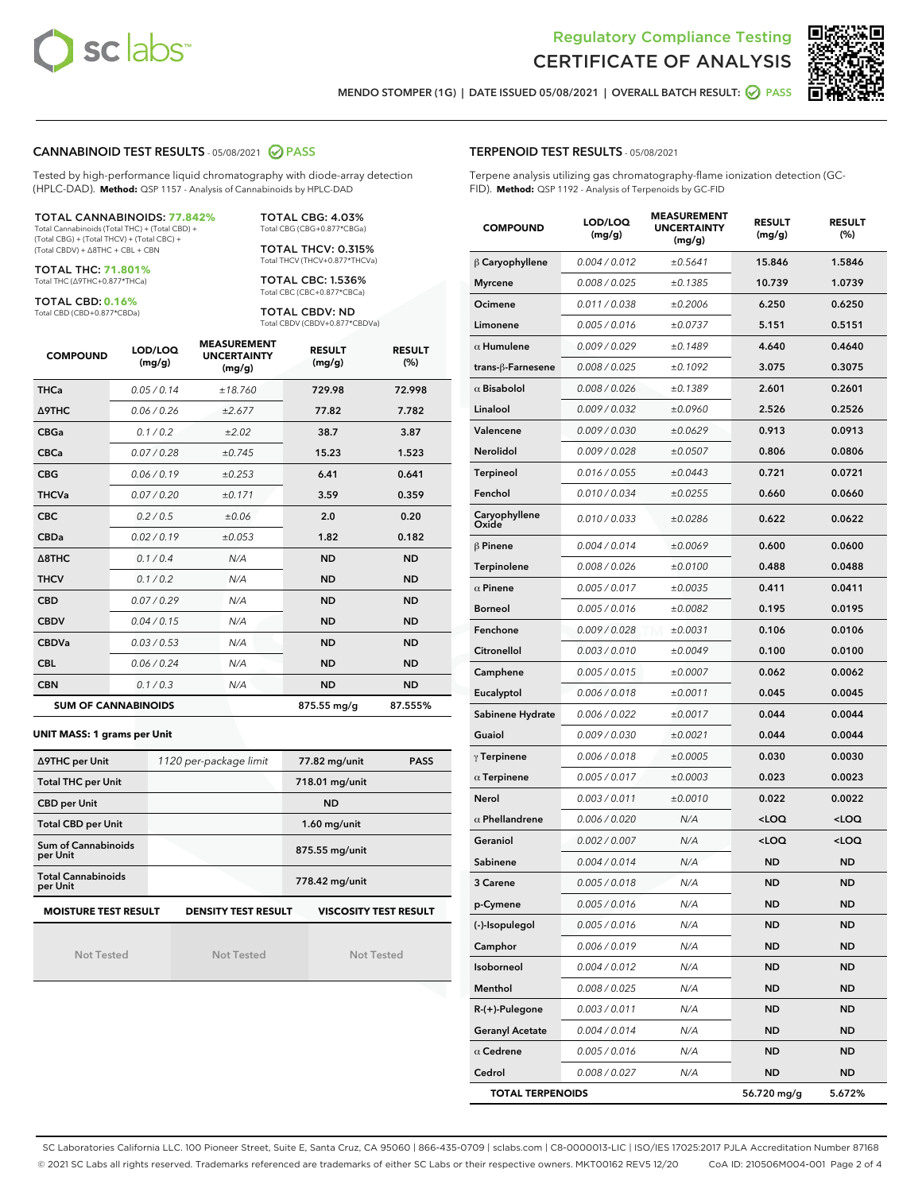Regulatory Compliance Testing
# CERTIFICATE OF ANALYSIS

MENDO STOMPER (1G) | DATE ISSUED 05/08/2021 | OVERALL BATCH RESULT: PASS

## CANNABINOID TEST RESULTS - 05/08/2021 PASS

Tested by high-performance liquid chromatography with diode-array detection (HPLC-DAD). **Method:** QSP 1157 - Analysis of Cannabinoids by HPLC-DAD

**TOTAL CANNABINOIDS: 77.842%**
Total Cannabinoids (Total THC) + (Total CBD) + (Total CBG) + (Total THCV) + (Total CBC) + (Total CBDV) + ∆8THC + CBL + CBN

**TOTAL THC: 71.801%**
Total THC (∆9THC+0.877*THCa)

**TOTAL CBD: 0.16%**
Total CBD (CBD+0.877*CBDa)

**TOTAL CBG: 4.03%**
Total CBG (CBG+0.877*CBGa)

**TOTAL THCV: 0.315%**
Total THCV (THCV+0.877*THCVa)

**TOTAL CBC: 1.536%**
Total CBC (CBC+0.877*CBCa)

**TOTAL CBDV: ND**
Total CBDV (CBDV+0.877*CBDVa)

| COMPOUND | LOD/LOQ (mg/g) | MEASUREMENT UNCERTAINTY (mg/g) | RESULT (mg/g) | RESULT (%) |
|---|---|---|---|---|
| THCa | 0.05 / 0.14 | ±18.760 | 729.98 | 72.998 |
| ∆9THC | 0.06 / 0.26 | ±2.677 | 77.82 | 7.782 |
| CBGa | 0.1 / 0.2 | ±2.02 | 38.7 | 3.87 |
| CBCa | 0.07 / 0.28 | ±0.745 | 15.23 | 1.523 |
| CBG | 0.06 / 0.19 | ±0.253 | 6.41 | 0.641 |
| THCVa | 0.07 / 0.20 | ±0.171 | 3.59 | 0.359 |
| CBC | 0.2 / 0.5 | ±0.06 | 2.0 | 0.20 |
| CBDa | 0.02 / 0.19 | ±0.053 | 1.82 | 0.182 |
| ∆8THC | 0.1 / 0.4 | N/A | ND | ND |
| THCV | 0.1 / 0.2 | N/A | ND | ND |
| CBD | 0.07 / 0.29 | N/A | ND | ND |
| CBDV | 0.04 / 0.15 | N/A | ND | ND |
| CBDVa | 0.03 / 0.53 | N/A | ND | ND |
| CBL | 0.06 / 0.24 | N/A | ND | ND |
| CBN | 0.1 / 0.3 | N/A | ND | ND |
| **SUM OF CANNABINOIDS** | | | 875.55 mg/g | 87.555% |

**UNIT MASS: 1 grams per Unit**

| | | | |
|---|---|---|---|
| ∆9THC per Unit | 1120 per-package limit | 77.82 mg/unit | PASS |
| Total THC per Unit | | 718.01 mg/unit | |
| CBD per Unit | | ND | |
| Total CBD per Unit | | 1.60 mg/unit | |
| Sum of Cannabinoids per Unit | | 875.55 mg/unit | |
| Total Cannabinoids per Unit | | 778.42 mg/unit | |

| MOISTURE TEST RESULT | DENSITY TEST RESULT | VISCOSITY TEST RESULT |
|---|---|---|
| Not Tested | Not Tested | Not Tested |

## TERPENOID TEST RESULTS - 05/08/2021

Terpene analysis utilizing gas chromatography-flame ionization detection (GC-FID). **Method:** QSP 1192 - Analysis of Terpenoids by GC-FID

| COMPOUND | LOD/LOQ (mg/g) | MEASUREMENT UNCERTAINTY (mg/g) | RESULT (mg/g) | RESULT (%) |
|---|---|---|---|---|
| β Caryophyllene | 0.004 / 0.012 | ±0.5641 | 15.846 | 1.5846 |
| Myrcene | 0.008 / 0.025 | ±0.1385 | 10.739 | 1.0739 |
| Ocimene | 0.011 / 0.038 | ±0.2006 | 6.250 | 0.6250 |
| Limonene | 0.005 / 0.016 | ±0.0737 | 5.151 | 0.5151 |
| α Humulene | 0.009 / 0.029 | ±0.1489 | 4.640 | 0.4640 |
| trans-β-Farnesene | 0.008 / 0.025 | ±0.1092 | 3.075 | 0.3075 |
| α Bisabolol | 0.008 / 0.026 | ±0.1389 | 2.601 | 0.2601 |
| Linalool | 0.009 / 0.032 | ±0.0960 | 2.526 | 0.2526 |
| Valencene | 0.009 / 0.030 | ±0.0629 | 0.913 | 0.0913 |
| Nerolidol | 0.009 / 0.028 | ±0.0507 | 0.806 | 0.0806 |
| Terpineol | 0.016 / 0.055 | ±0.0443 | 0.721 | 0.0721 |
| Fenchol | 0.010 / 0.034 | ±0.0255 | 0.660 | 0.0660 |
| Caryophyllene Oxide | 0.010 / 0.033 | ±0.0286 | 0.622 | 0.0622 |
| β Pinene | 0.004 / 0.014 | ±0.0069 | 0.600 | 0.0600 |
| Terpinolene | 0.008 / 0.026 | ±0.0100 | 0.488 | 0.0488 |
| α Pinene | 0.005 / 0.017 | ±0.0035 | 0.411 | 0.0411 |
| Borneol | 0.005 / 0.016 | ±0.0082 | 0.195 | 0.0195 |
| Fenchone | 0.009 / 0.028 | ±0.0031 | 0.106 | 0.0106 |
| Citronellol | 0.003 / 0.010 | ±0.0049 | 0.100 | 0.0100 |
| Camphene | 0.005 / 0.015 | ±0.0007 | 0.062 | 0.0062 |
| Eucalyptol | 0.006 / 0.018 | ±0.0011 | 0.045 | 0.0045 |
| Sabinene Hydrate | 0.006 / 0.022 | ±0.0017 | 0.044 | 0.0044 |
| Guaiol | 0.009 / 0.030 | ±0.0021 | 0.044 | 0.0044 |
| γ Terpinene | 0.006 / 0.018 | ±0.0005 | 0.030 | 0.0030 |
| α Terpinene | 0.005 / 0.017 | ±0.0003 | 0.023 | 0.0023 |
| Nerol | 0.003 / 0.011 | ±0.0010 | 0.022 | 0.0022 |
| α Phellandrene | 0.006 / 0.020 | N/A | <LOQ | <LOQ |
| Geraniol | 0.002 / 0.007 | N/A | <LOQ | <LOQ |
| Sabinene | 0.004 / 0.014 | N/A | ND | ND |
| 3 Carene | 0.005 / 0.018 | N/A | ND | ND |
| p-Cymene | 0.005 / 0.016 | N/A | ND | ND |
| (-)-Isopulegol | 0.005 / 0.016 | N/A | ND | ND |
| Camphor | 0.006 / 0.019 | N/A | ND | ND |
| Isoborneol | 0.004 / 0.012 | N/A | ND | ND |
| Menthol | 0.008 / 0.025 | N/A | ND | ND |
| R-(+)-Pulegone | 0.003 / 0.011 | N/A | ND | ND |
| Geranyl Acetate | 0.004 / 0.014 | N/A | ND | ND |
| α Cedrene | 0.005 / 0.016 | N/A | ND | ND |
| Cedrol | 0.008 / 0.027 | N/A | ND | ND |
| **TOTAL TERPENOIDS** | | | 56.720 mg/g | 5.672% |

SC Laboratories California LLC. 100 Pioneer Street, Suite E, Santa Cruz, CA 95060 | 866-435-0709 | sclabs.com | C8-0000013-LIC | ISO/IES 17025:2017 PJLA Accreditation Number 87168
© 2021 SC Labs all rights reserved. Trademarks referenced are trademarks of either SC Labs or their respective owners. MKT00162 REV5 12/20 CoA ID: 210506M004-001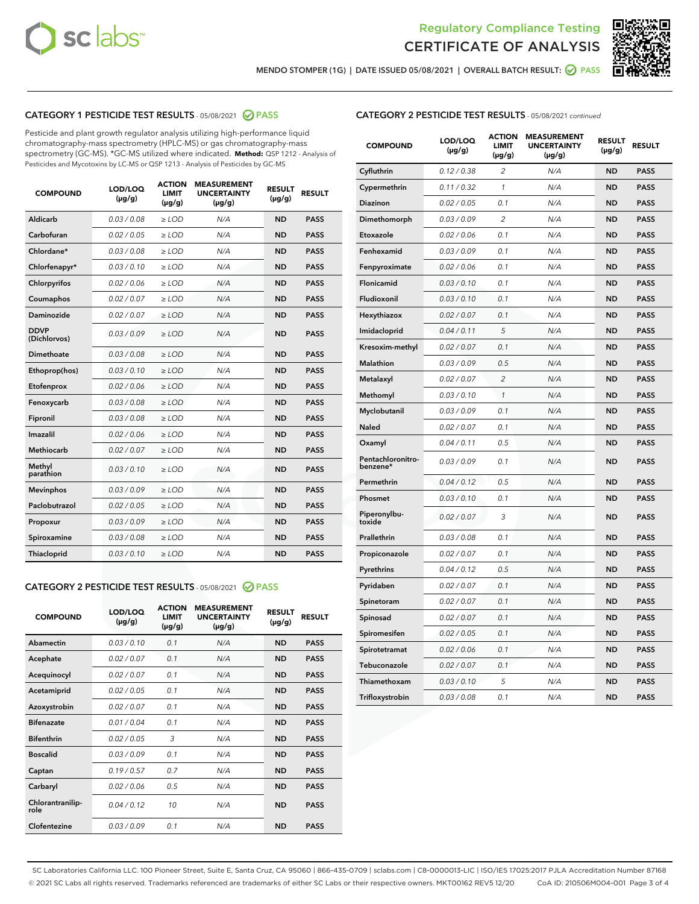Regulatory Compliance Testing

CERTIFICATE OF ANALYSIS

MENDO STOMPER (1G) | DATE ISSUED 05/08/2021 | OVERALL BATCH RESULT: PASS

## CATEGORY 1 PESTICIDE TEST RESULTS - 05/08/2021 PASS

Pesticide and plant growth regulator analysis utilizing high-performance liquid chromatography-mass spectrometry (HPLC-MS) or gas chromatography-mass spectrometry (GC-MS). *GC-MS utilized where indicated. **Method:** QSP 1212 - Analysis of Pesticides and Mycotoxins by LC-MS or QSP 1213 - Analysis of Pesticides by GC-MS

| COMPOUND | LOD/LOQ (µg/g) | ACTION LIMIT (µg/g) | MEASUREMENT UNCERTAINTY (µg/g) | RESULT (µg/g) | RESULT |
|---|---|---|---|---|---|
| Aldicarb | 0.03 / 0.08 | ≥ LOD | N/A | ND | PASS |
| Carbofuran | 0.02 / 0.05 | ≥ LOD | N/A | ND | PASS |
| Chlordane* | 0.03 / 0.08 | ≥ LOD | N/A | ND | PASS |
| Chlorfenapyr* | 0.03 / 0.10 | ≥ LOD | N/A | ND | PASS |
| Chlorpyrifos | 0.02 / 0.06 | ≥ LOD | N/A | ND | PASS |
| Coumaphos | 0.02 / 0.07 | ≥ LOD | N/A | ND | PASS |
| Daminozide | 0.02 / 0.07 | ≥ LOD | N/A | ND | PASS |
| DDVP (Dichlorvos) | 0.03 / 0.09 | ≥ LOD | N/A | ND | PASS |
| Dimethoate | 0.03 / 0.08 | ≥ LOD | N/A | ND | PASS |
| Ethoprop(hos) | 0.03 / 0.10 | ≥ LOD | N/A | ND | PASS |
| Etofenprox | 0.02 / 0.06 | ≥ LOD | N/A | ND | PASS |
| Fenoxycarb | 0.03 / 0.08 | ≥ LOD | N/A | ND | PASS |
| Fipronil | 0.03 / 0.08 | ≥ LOD | N/A | ND | PASS |
| Imazalil | 0.02 / 0.06 | ≥ LOD | N/A | ND | PASS |
| Methiocarb | 0.02 / 0.07 | ≥ LOD | N/A | ND | PASS |
| Methyl parathion | 0.03 / 0.10 | ≥ LOD | N/A | ND | PASS |
| Mevinphos | 0.03 / 0.09 | ≥ LOD | N/A | ND | PASS |
| Paclobutrazol | 0.02 / 0.05 | ≥ LOD | N/A | ND | PASS |
| Propoxur | 0.03 / 0.09 | ≥ LOD | N/A | ND | PASS |
| Spiroxamine | 0.03 / 0.08 | ≥ LOD | N/A | ND | PASS |
| Thiacloprid | 0.03 / 0.10 | ≥ LOD | N/A | ND | PASS |

## CATEGORY 2 PESTICIDE TEST RESULTS - 05/08/2021 PASS

| COMPOUND | LOD/LOQ (µg/g) | ACTION LIMIT (µg/g) | MEASUREMENT UNCERTAINTY (µg/g) | RESULT (µg/g) | RESULT |
|---|---|---|---|---|---|
| Abamectin | 0.03 / 0.10 | 0.1 | N/A | ND | PASS |
| Acephate | 0.02 / 0.07 | 0.1 | N/A | ND | PASS |
| Acequinocyl | 0.02 / 0.07 | 0.1 | N/A | ND | PASS |
| Acetamiprid | 0.02 / 0.05 | 0.1 | N/A | ND | PASS |
| Azoxystrobin | 0.02 / 0.07 | 0.1 | N/A | ND | PASS |
| Bifenazate | 0.01 / 0.04 | 0.1 | N/A | ND | PASS |
| Bifenthrin | 0.02 / 0.05 | 3 | N/A | ND | PASS |
| Boscalid | 0.03 / 0.09 | 0.1 | N/A | ND | PASS |
| Captan | 0.19 / 0.57 | 0.7 | N/A | ND | PASS |
| Carbaryl | 0.02 / 0.06 | 0.5 | N/A | ND | PASS |
| Chlorantraniliprole | 0.04 / 0.12 | 10 | N/A | ND | PASS |
| Clofentezine | 0.03 / 0.09 | 0.1 | N/A | ND | PASS |
| Cyfluthrin | 0.12 / 0.38 | 2 | N/A | ND | PASS |
| Cypermethrin | 0.11 / 0.32 | 1 | N/A | ND | PASS |
| Diazinon | 0.02 / 0.05 | 0.1 | N/A | ND | PASS |
| Dimethomorph | 0.03 / 0.09 | 2 | N/A | ND | PASS |
| Etoxazole | 0.02 / 0.06 | 0.1 | N/A | ND | PASS |
| Fenhexamid | 0.03 / 0.09 | 0.1 | N/A | ND | PASS |
| Fenpyroximate | 0.02 / 0.06 | 0.1 | N/A | ND | PASS |
| Flonicamid | 0.03 / 0.10 | 0.1 | N/A | ND | PASS |
| Fludioxonil | 0.03 / 0.10 | 0.1 | N/A | ND | PASS |
| Hexythiazox | 0.02 / 0.07 | 0.1 | N/A | ND | PASS |
| Imidacloprid | 0.04 / 0.11 | 5 | N/A | ND | PASS |
| Kresoxim-methyl | 0.02 / 0.07 | 0.1 | N/A | ND | PASS |
| Malathion | 0.03 / 0.09 | 0.5 | N/A | ND | PASS |
| Metalaxyl | 0.02 / 0.07 | 2 | N/A | ND | PASS |
| Methomyl | 0.03 / 0.10 | 1 | N/A | ND | PASS |
| Myclobutanil | 0.03 / 0.09 | 0.1 | N/A | ND | PASS |
| Naled | 0.02 / 0.07 | 0.1 | N/A | ND | PASS |
| Oxamyl | 0.04 / 0.11 | 0.5 | N/A | ND | PASS |
| Pentachloronitrobenzene* | 0.03 / 0.09 | 0.1 | N/A | ND | PASS |
| Permethrin | 0.04 / 0.12 | 0.5 | N/A | ND | PASS |
| Phosmet | 0.03 / 0.10 | 0.1 | N/A | ND | PASS |
| Piperonylbutoxide | 0.02 / 0.07 | 3 | N/A | ND | PASS |
| Prallethrin | 0.03 / 0.08 | 0.1 | N/A | ND | PASS |
| Propiconazole | 0.02 / 0.07 | 0.1 | N/A | ND | PASS |
| Pyrethrins | 0.04 / 0.12 | 0.5 | N/A | ND | PASS |
| Pyridaben | 0.02 / 0.07 | 0.1 | N/A | ND | PASS |
| Spinetoram | 0.02 / 0.07 | 0.1 | N/A | ND | PASS |
| Spinosad | 0.02 / 0.07 | 0.1 | N/A | ND | PASS |
| Spiromesifen | 0.02 / 0.05 | 0.1 | N/A | ND | PASS |
| Spirotetramat | 0.02 / 0.06 | 0.1 | N/A | ND | PASS |
| Tebuconazole | 0.02 / 0.07 | 0.1 | N/A | ND | PASS |
| Thiamethoxam | 0.03 / 0.10 | 5 | N/A | ND | PASS |
| Trifloxystrobin | 0.03 / 0.08 | 0.1 | N/A | ND | PASS |

SC Laboratories California LLC. 100 Pioneer Street, Suite E, Santa Cruz, CA 95060 | 866-435-0709 | sclabs.com | C8-0000013-LIC | ISO/IES 17025:2017 PJLA Accreditation Number 87168
© 2021 SC Labs all rights reserved. Trademarks referenced are trademarks of either SC Labs or their respective owners. MKT00162 REV5 12/20 CoA ID: 210506M004-001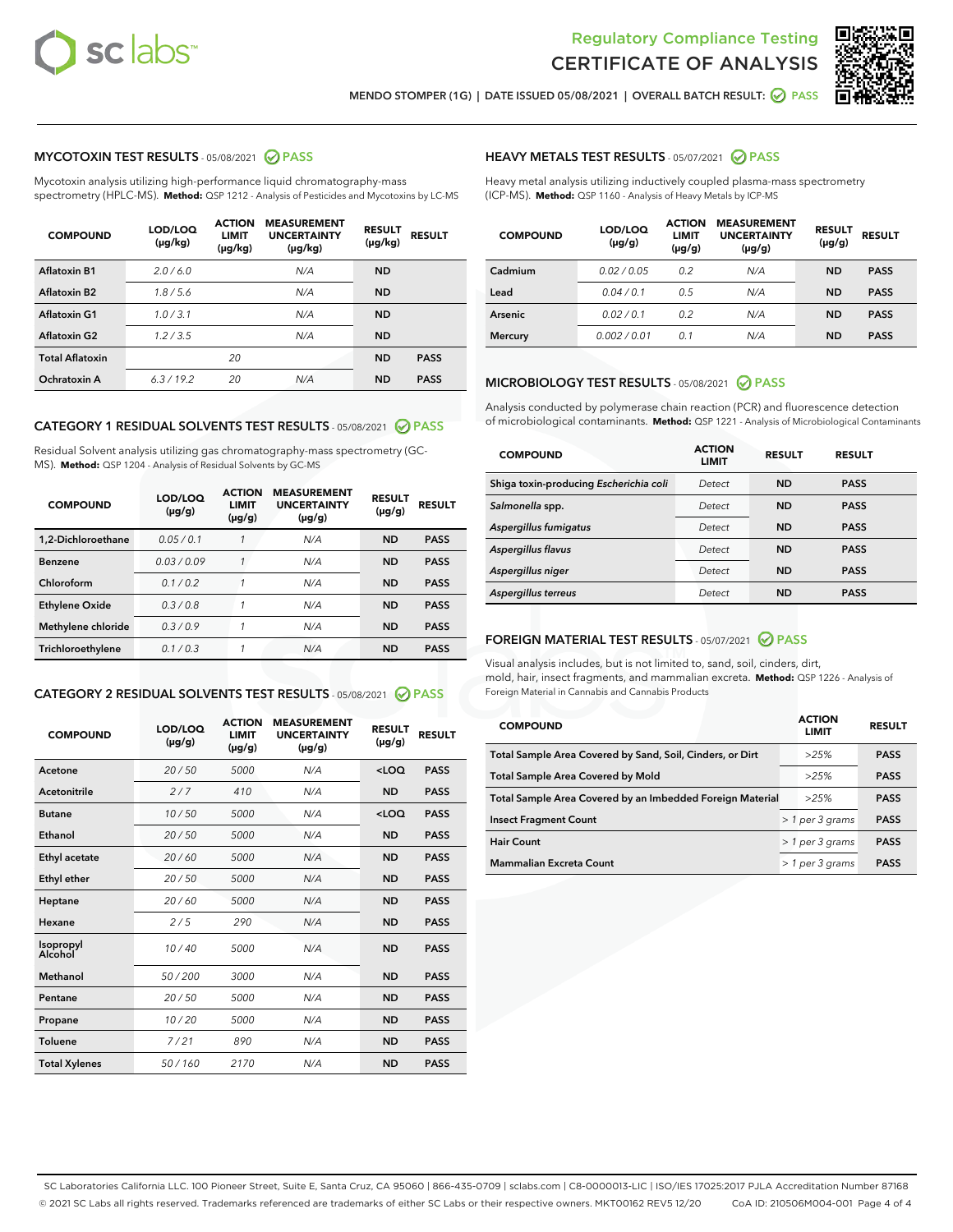Regulatory Compliance Testing
CERTIFICATE OF ANALYSIS

MENDO STOMPER (1G) | DATE ISSUED 05/08/2021 | OVERALL BATCH RESULT: PASS

## MYCOTOXIN TEST RESULTS - 05/08/2021 PASS

Mycotoxin analysis utilizing high-performance liquid chromatography-mass spectrometry (HPLC-MS). **Method:** QSP 1212 - Analysis of Pesticides and Mycotoxins by LC-MS

| COMPOUND | LOD/LOQ (µg/kg) | ACTION LIMIT (µg/kg) | MEASUREMENT UNCERTAINTY (µg/kg) | RESULT (µg/kg) | RESULT |
|---|---|---|---|---|---|
| Aflatoxin B1 | 2.0 / 6.0 | | N/A | ND | |
| Aflatoxin B2 | 1.8 / 5.6 | | N/A | ND | |
| Aflatoxin G1 | 1.0 / 3.1 | | N/A | ND | |
| Aflatoxin G2 | 1.2 / 3.5 | | N/A | ND | |
| Total Aflatoxin | | 20 | | ND | PASS |
| Ochratoxin A | 6.3 / 19.2 | 20 | N/A | ND | PASS |

## CATEGORY 1 RESIDUAL SOLVENTS TEST RESULTS - 05/08/2021 PASS

Residual Solvent analysis utilizing gas chromatography-mass spectrometry (GC-MS). **Method:** QSP 1204 - Analysis of Residual Solvents by GC-MS

| COMPOUND | LOD/LOQ (µg/g) | ACTION LIMIT (µg/g) | MEASUREMENT UNCERTAINTY (µg/g) | RESULT (µg/g) | RESULT |
|---|---|---|---|---|---|
| 1,2-Dichloroethane | 0.05 / 0.1 | 1 | N/A | ND | PASS |
| Benzene | 0.03 / 0.09 | 1 | N/A | ND | PASS |
| Chloroform | 0.1 / 0.2 | 1 | N/A | ND | PASS |
| Ethylene Oxide | 0.3 / 0.8 | 1 | N/A | ND | PASS |
| Methylene chloride | 0.3 / 0.9 | 1 | N/A | ND | PASS |
| Trichloroethylene | 0.1 / 0.3 | 1 | N/A | ND | PASS |

## CATEGORY 2 RESIDUAL SOLVENTS TEST RESULTS - 05/08/2021 PASS

| COMPOUND | LOD/LOQ (µg/g) | ACTION LIMIT (µg/g) | MEASUREMENT UNCERTAINTY (µg/g) | RESULT (µg/g) | RESULT |
|---|---|---|---|---|---|
| Acetone | 20 / 50 | 5000 | N/A | <LOQ | PASS |
| Acetonitrile | 2 / 7 | 410 | N/A | ND | PASS |
| Butane | 10 / 50 | 5000 | N/A | <LOQ | PASS |
| Ethanol | 20 / 50 | 5000 | N/A | ND | PASS |
| Ethyl acetate | 20 / 60 | 5000 | N/A | ND | PASS |
| Ethyl ether | 20 / 50 | 5000 | N/A | ND | PASS |
| Heptane | 20 / 60 | 5000 | N/A | ND | PASS |
| Hexane | 2 / 5 | 290 | N/A | ND | PASS |
| Isopropyl Alcohol | 10 / 40 | 5000 | N/A | ND | PASS |
| Methanol | 50 / 200 | 3000 | N/A | ND | PASS |
| Pentane | 20 / 50 | 5000 | N/A | ND | PASS |
| Propane | 10 / 20 | 5000 | N/A | ND | PASS |
| Toluene | 7 / 21 | 890 | N/A | ND | PASS |
| Total Xylenes | 50 / 160 | 2170 | N/A | ND | PASS |

## HEAVY METALS TEST RESULTS - 05/07/2021 PASS

Heavy metal analysis utilizing inductively coupled plasma-mass spectrometry (ICP-MS). **Method:** QSP 1160 - Analysis of Heavy Metals by ICP-MS

| COMPOUND | LOD/LOQ (µg/g) | ACTION LIMIT (µg/g) | MEASUREMENT UNCERTAINTY (µg/g) | RESULT (µg/g) | RESULT |
|---|---|---|---|---|---|
| Cadmium | 0.02 / 0.05 | 0.2 | N/A | ND | PASS |
| Lead | 0.04 / 0.1 | 0.5 | N/A | ND | PASS |
| Arsenic | 0.02 / 0.1 | 0.2 | N/A | ND | PASS |
| Mercury | 0.002 / 0.01 | 0.1 | N/A | ND | PASS |

## MICROBIOLOGY TEST RESULTS - 05/08/2021 PASS

Analysis conducted by polymerase chain reaction (PCR) and fluorescence detection of microbiological contaminants. **Method:** QSP 1221 - Analysis of Microbiological Contaminants

| COMPOUND | ACTION LIMIT | RESULT | RESULT |
|---|---|---|---|
| Shiga toxin-producing *Escherichia coli* | Detect | ND | PASS |
| *Salmonella* spp. | Detect | ND | PASS |
| *Aspergillus fumigatus* | Detect | ND | PASS |
| *Aspergillus flavus* | Detect | ND | PASS |
| *Aspergillus niger* | Detect | ND | PASS |
| *Aspergillus terreus* | Detect | ND | PASS |

## FOREIGN MATERIAL TEST RESULTS - 05/07/2021 PASS

Visual analysis includes, but is not limited to, sand, soil, cinders, dirt, mold, hair, insect fragments, and mammalian excreta. **Method:** QSP 1226 - Analysis of Foreign Material in Cannabis and Cannabis Products

| COMPOUND | ACTION LIMIT | RESULT |
|---|---|---|
| Total Sample Area Covered by Sand, Soil, Cinders, or Dirt | >25% | PASS |
| Total Sample Area Covered by Mold | >25% | PASS |
| Total Sample Area Covered by an Imbedded Foreign Material | >25% | PASS |
| Insect Fragment Count | > 1 per 3 grams | PASS |
| Hair Count | > 1 per 3 grams | PASS |
| Mammalian Excreta Count | > 1 per 3 grams | PASS |

SC Laboratories California LLC. 100 Pioneer Street, Suite E, Santa Cruz, CA 95060 | 866-435-0709 | sclabs.com | C8-0000013-LIC | ISO/IES 17025:2017 PJLA Accreditation Number 87168
© 2021 SC Labs all rights reserved. Trademarks referenced are trademarks of either SC Labs or their respective owners. MKT00162 REV5 12/20 CoA ID: 210506M004-001